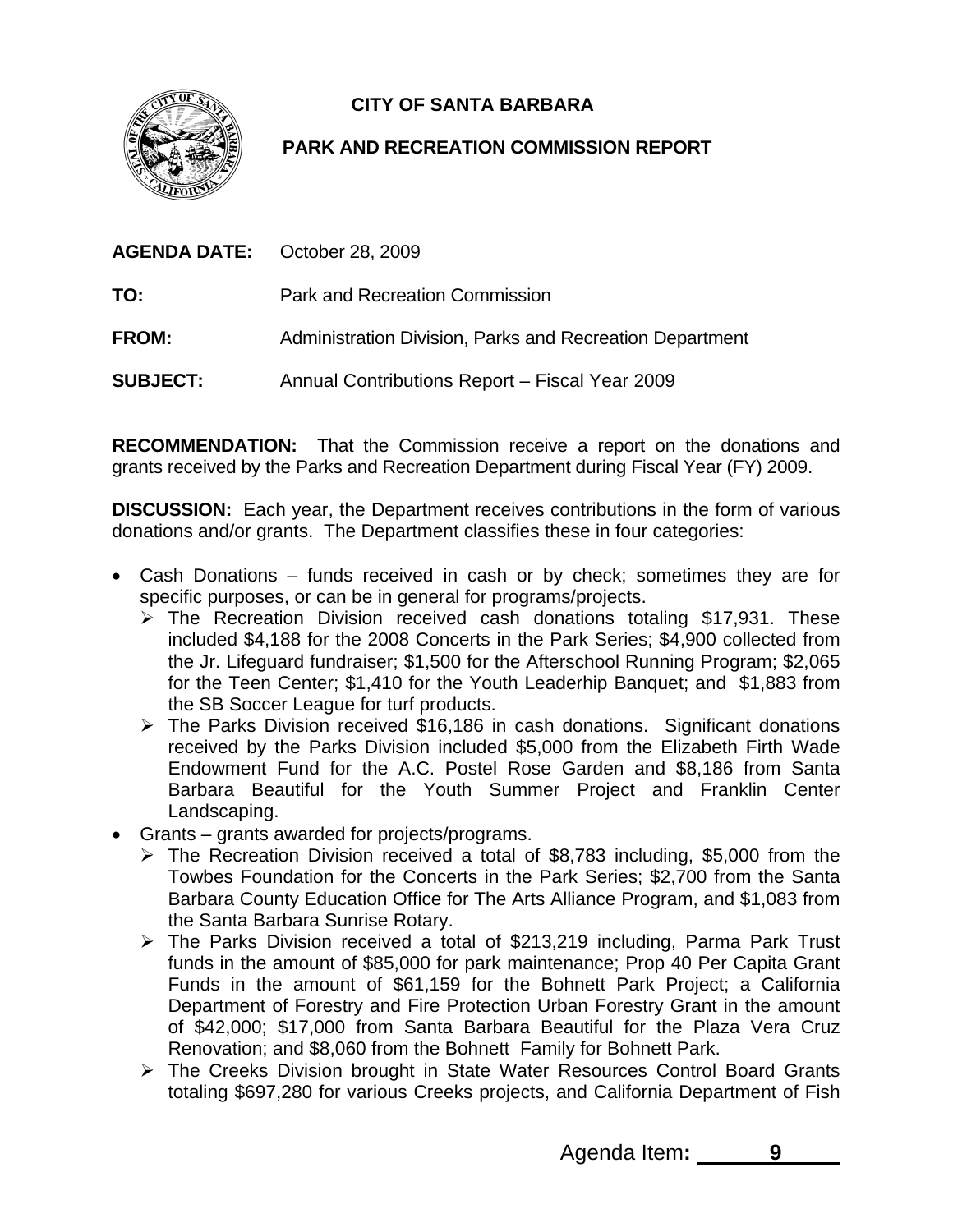# CITY OF SANTA BARBARA

## PARK AND RECREATION COMMISSION REPORT

**AGENDA DATE:** October 28, 2009

**TO:** Park and Recreation Commission

**FROM:** Administration Division, Parks and Recreation Department

**SUBJECT:** Annual Contributions Report – Fiscal Year 2009

**RECOMMENDATION:** That the Commission receive a report on the donations and grants received by the Parks and Recreation Department during Fiscal Year (FY) 2009.

**DISCUSSION:** Each year, the Department receives contributions in the form of various donations and/or grants. The Department classifies these in four categories:

- Cash Donations – funds received in cash or by check; sometimes they are for specific purposes, or can be in general for programs/projects.
  - The Recreation Division received cash donations totaling $17,931. These included $4,188 for the 2008 Concerts in the Park Series; $4,900 collected from the Jr. Lifeguard fundraiser; $1,500 for the Afterschool Running Program; $2,065 for the Teen Center; $1,410 for the Youth Leaderhip Banquet; and $1,883 from the SB Soccer League for turf products.
  - The Parks Division received $16,186 in cash donations. Significant donations received by the Parks Division included $5,000 from the Elizabeth Firth Wade Endowment Fund for the A.C. Postel Rose Garden and $8,186 from Santa Barbara Beautiful for the Youth Summer Project and Franklin Center Landscaping.
- Grants – grants awarded for projects/programs.
  - The Recreation Division received a total of $8,783 including, $5,000 from the Towbes Foundation for the Concerts in the Park Series; $2,700 from the Santa Barbara County Education Office for The Arts Alliance Program, and $1,083 from the Santa Barbara Sunrise Rotary.
  - The Parks Division received a total of $213,219 including, Parma Park Trust funds in the amount of $85,000 for park maintenance; Prop 40 Per Capita Grant Funds in the amount of $61,159 for the Bohnett Park Project; a California Department of Forestry and Fire Protection Urban Forestry Grant in the amount of $42,000; $17,000 from Santa Barbara Beautiful for the Plaza Vera Cruz Renovation; and $8,060 from the Bohnett Family for Bohnett Park.
  - The Creeks Division brought in State Water Resources Control Board Grants totaling $697,280 for various Creeks projects, and California Department of Fish

Agenda Item: 9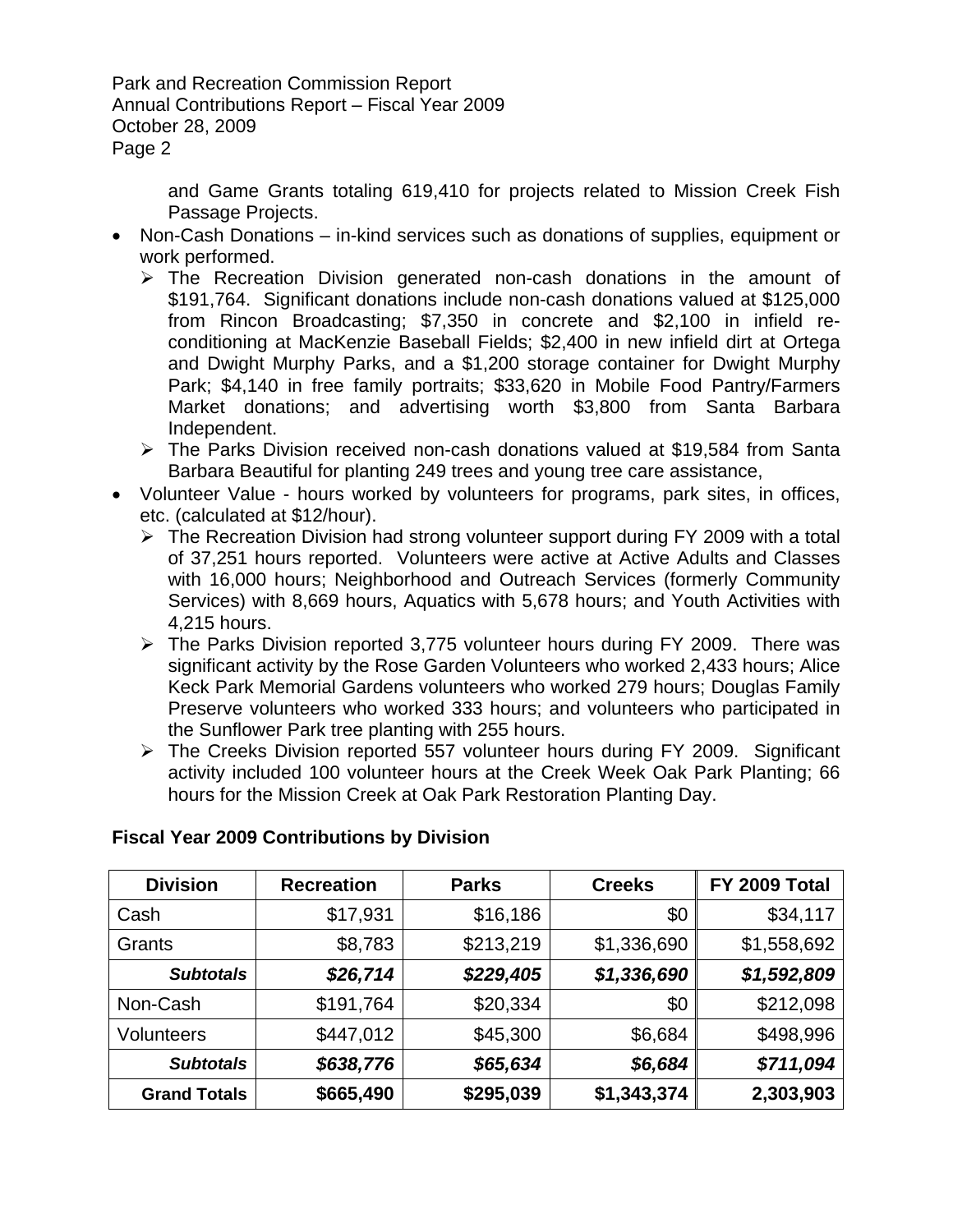and Game Grants totaling 619,410 for projects related to Mission Creek Fish Passage Projects.

- Non-Cash Donations – in-kind services such as donations of supplies, equipment or work performed.
  - The Recreation Division generated non-cash donations in the amount of $191,764. Significant donations include non-cash donations valued at $125,000 from Rincon Broadcasting; $7,350 in concrete and $2,100 in infield re-conditioning at MacKenzie Baseball Fields; $2,400 in new infield dirt at Ortega and Dwight Murphy Parks, and a $1,200 storage container for Dwight Murphy Park; $4,140 in free family portraits; $33,620 in Mobile Food Pantry/Farmers Market donations; and advertising worth $3,800 from Santa Barbara Independent.
  - The Parks Division received non-cash donations valued at $19,584 from Santa Barbara Beautiful for planting 249 trees and young tree care assistance,
- Volunteer Value - hours worked by volunteers for programs, park sites, in offices, etc. (calculated at $12/hour).
  - The Recreation Division had strong volunteer support during FY 2009 with a total of 37,251 hours reported. Volunteers were active at Active Adults and Classes with 16,000 hours; Neighborhood and Outreach Services (formerly Community Services) with 8,669 hours, Aquatics with 5,678 hours; and Youth Activities with 4,215 hours.
  - The Parks Division reported 3,775 volunteer hours during FY 2009. There was significant activity by the Rose Garden Volunteers who worked 2,433 hours; Alice Keck Park Memorial Gardens volunteers who worked 279 hours; Douglas Family Preserve volunteers who worked 333 hours; and volunteers who participated in the Sunflower Park tree planting with 255 hours.
  - The Creeks Division reported 557 volunteer hours during FY 2009. Significant activity included 100 volunteer hours at the Creek Week Oak Park Planting; 66 hours for the Mission Creek at Oak Park Restoration Planting Day.

**Fiscal Year 2009 Contributions by Division**

| Division | Recreation | Parks | Creeks | FY 2009 Total |
|---|---|---|---|---|
| Cash | $17,931 | $16,186 | $0 | $34,117 |
| Grants | $8,783 | $213,219 | $1,336,690 | $1,558,692 |
| ***Subtotals*** | ***$26,714*** | ***$229,405*** | ***$1,336,690*** | ***$1,592,809*** |
| Non-Cash | $191,764 | $20,334 | $0 | $212,098 |
| Volunteers | $447,012 | $45,300 | $6,684 | $498,996 |
| ***Subtotals*** | ***$638,776*** | ***$65,634*** | ***$6,684*** | ***$711,094*** |
| **Grand Totals** | **$665,490** | **$295,039** | **$1,343,374** | **2,303,903** |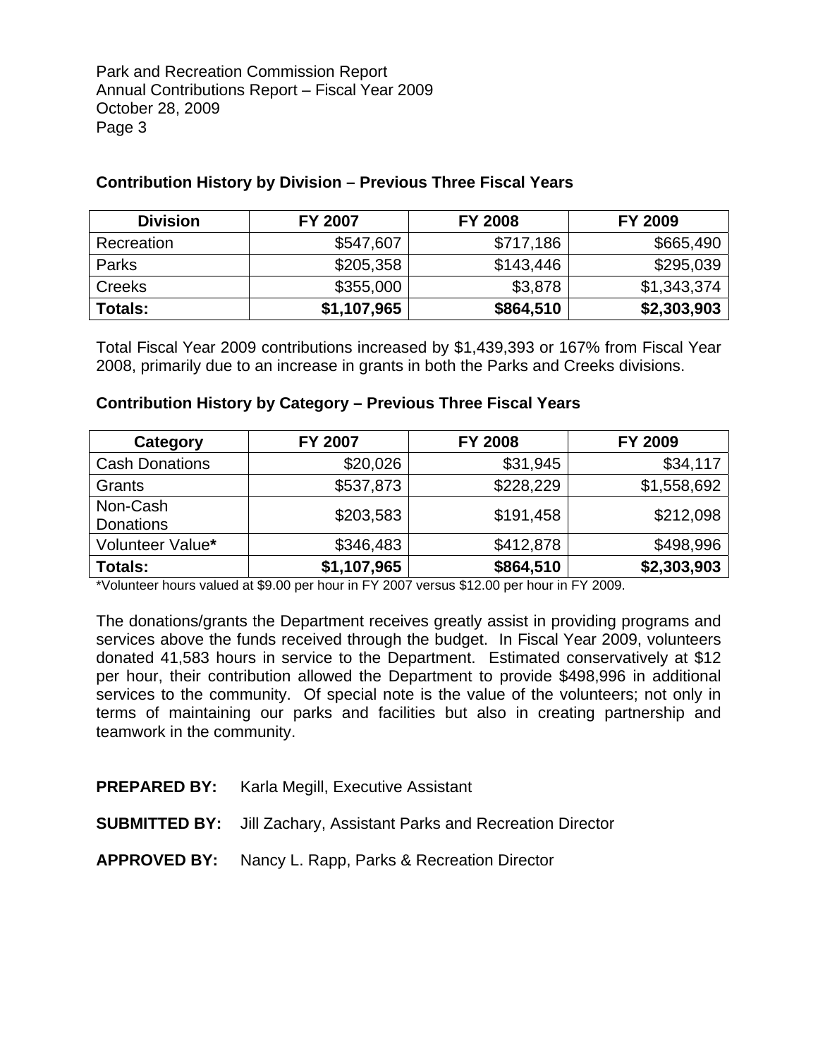### Contribution History by Division – Previous Three Fiscal Years

| Division | FY 2007 | FY 2008 | FY 2009 |
|---|---:|---:|---:|
| Recreation | $547,607 | $717,186 | $665,490 |
| Parks | $205,358 | $143,446 | $295,039 |
| Creeks | $355,000 | $3,878 | $1,343,374 |
| **Totals:** | **$1,107,965** | **$864,510** | **$2,303,903** |

Total Fiscal Year 2009 contributions increased by $1,439,393 or 167% from Fiscal Year 2008, primarily due to an increase in grants in both the Parks and Creeks divisions.

### Contribution History by Category – Previous Three Fiscal Years

| Category | FY 2007 | FY 2008 | FY 2009 |
|---|---:|---:|---:|
| Cash Donations | $20,026 | $31,945 | $34,117 |
| Grants | $537,873 | $228,229 | $1,558,692 |
| Non-Cash Donations | $203,583 | $191,458 | $212,098 |
| Volunteer Value* | $346,483 | $412,878 | $498,996 |
| **Totals:** | **$1,107,965** | **$864,510** | **$2,303,903** |

*Volunteer hours valued at $9.00 per hour in FY 2007 versus $12.00 per hour in FY 2009.

The donations/grants the Department receives greatly assist in providing programs and services above the funds received through the budget. In Fiscal Year 2009, volunteers donated 41,583 hours in service to the Department. Estimated conservatively at $12 per hour, their contribution allowed the Department to provide $498,996 in additional services to the community. Of special note is the value of the volunteers; not only in terms of maintaining our parks and facilities but also in creating partnership and teamwork in the community.

**PREPARED BY:** Karla Megill, Executive Assistant

**SUBMITTED BY:** Jill Zachary, Assistant Parks and Recreation Director

**APPROVED BY:** Nancy L. Rapp, Parks & Recreation Director